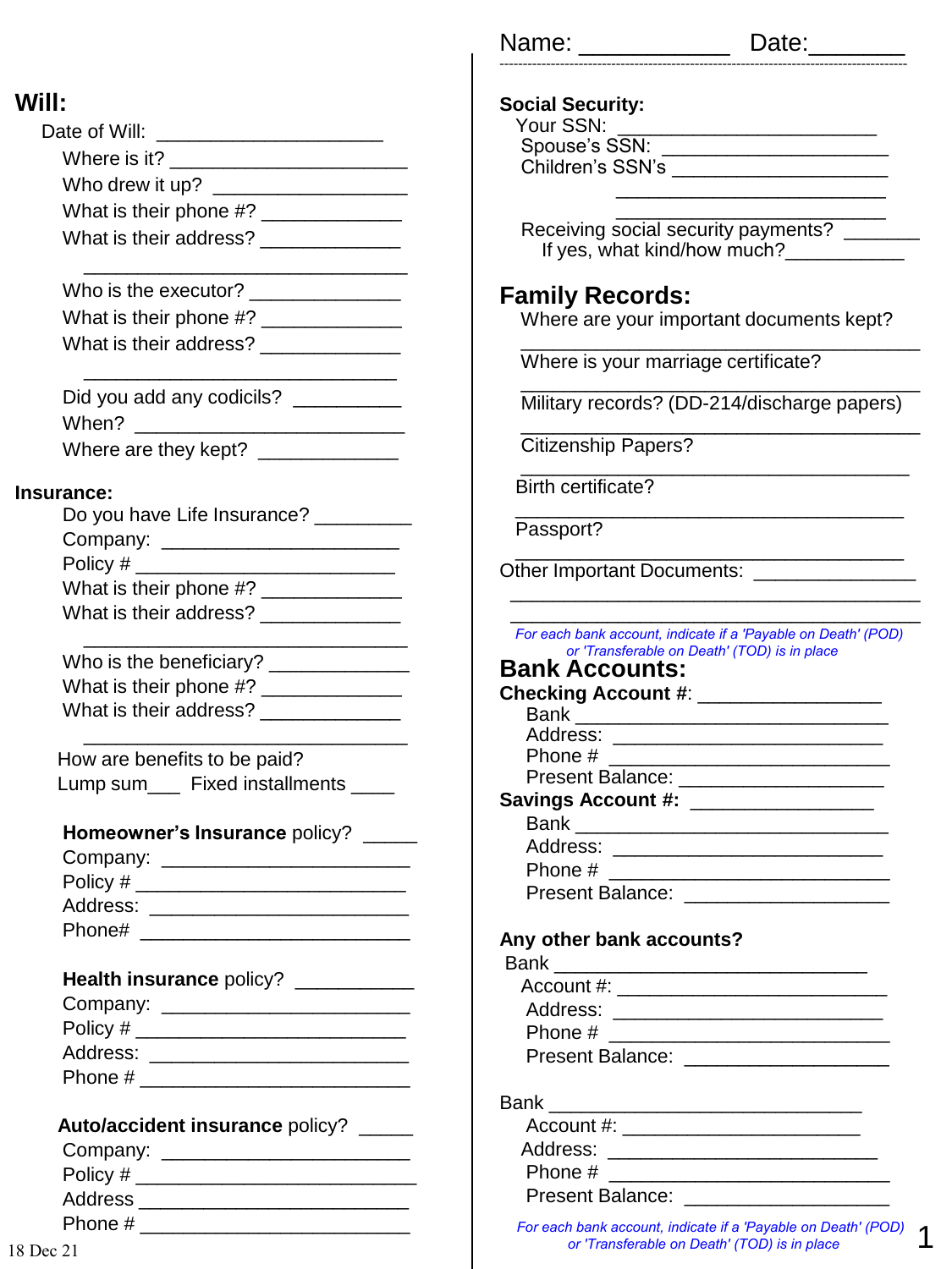## Will:

Date of Will: ____________________

Where is it? _____________________

Who drew it up? __________________

What is their phone #? ____________

What is their address? ____________

_____________________________

Who is the executor? ______________

What is their phone #? ____________

What is their address? ____________

_____________________________

Did you add any codicils? _________

When? ________________________

Where are they kept? ____________

**Insurance:**

Do you have Life Insurance? ________

Company: _____________________

Policy # ______________________

What is their phone #? ____________

What is their address? ____________

_____________________________

Who is the beneficiary? ___________

What is their phone #? ____________

What is their address? ____________

_____________________________

How are benefits to be paid?

Lump sum___ Fixed installments ____

**Homeowner's Insurance** policy? _____

Company: _____________________

Policy # ______________________

Address: ______________________

Phone# _______________________

**Health insurance** policy? __________

Company: _____________________

Policy # ______________________

Address: ______________________

Phone # _______________________

**Auto/accident insurance** policy? _____

Company: _____________________

Policy # ______________________

Address _______________________

Phone # _______________________

18 Dec 21

Name: ___________ Date:_______

**Social Security:**

Your SSN: _______________________

Spouse's SSN: ____________________

Children's SSN's __________________

_____________________

_____________________

Receiving social security payments? _______

If yes, what kind/how much?__________

## Family Records:

Where are your important documents kept?

_________________________________

Where is your marriage certificate?

_________________________________

Military records? (DD-214/discharge papers)

_________________________________

Citizenship Papers?

_________________________________

Birth certificate?

_________________________________

Passport?

_________________________________

Other Important Documents: _____________

_________________________________

_________________________________

*For each bank account, indicate if a 'Payable on Death' (POD) or 'Transferable on Death' (TOD) is in place*

## Bank Accounts:

**Checking Account #**: _______________

Bank ___________________________

Address: ________________________

Phone # _________________________

Present Balance: __________________

**Savings Account #:** _______________

Bank ___________________________

Address: ________________________

Phone # _________________________

Present Balance: __________________

**Any other bank accounts?**

Bank ___________________________

Account #: ______________________

Address: ________________________

Phone # _________________________

Present Balance: __________________

Bank ___________________________

Account #: ______________________

Address: ________________________

Phone # _________________________

Present Balance: __________________

*For each bank account, indicate if a 'Payable on Death' (POD) or 'Transferable on Death' (TOD) is in place*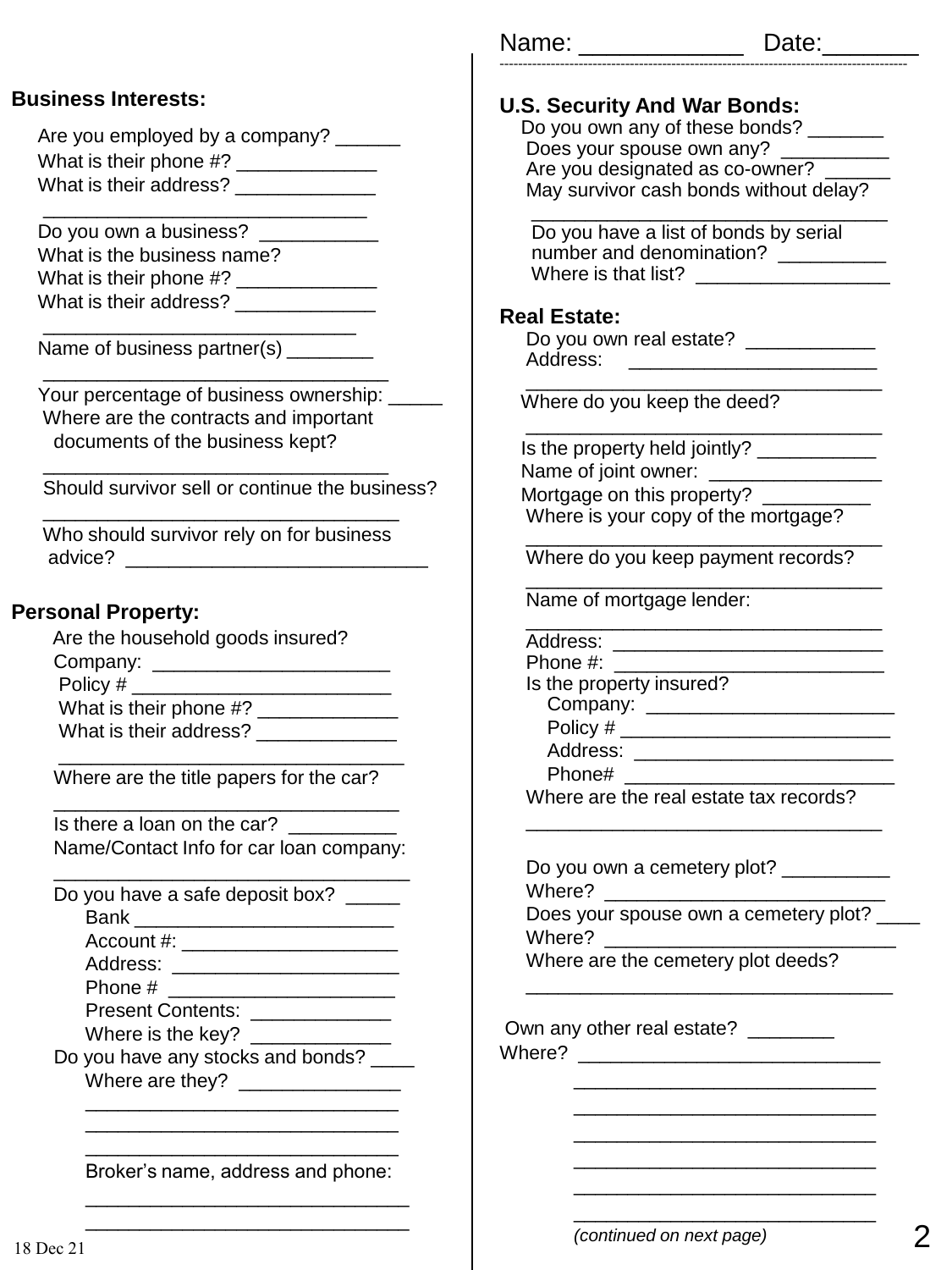Name: ____________ Date:_______

**Business Interests:**

Are you employed by a company? ______
What is their phone #? _____________
What is their address? _____________
______________________________
Do you own a business? ___________
What is the business name?
What is their phone #? _____________
What is their address? _____________
_____________________________
Name of business partner(s) ________
________________________________
Your percentage of business ownership: _____
Where are the contracts and important documents of the business kept?
________________________________
Should survivor sell or continue the business?
_________________________________
Who should survivor rely on for business advice? ___________________________

**Personal Property:**

Are the household goods insured?
Company: ______________________
Policy # ________________________
What is their phone #? _____________
What is their address? _____________
_________________________________
Where are the title papers for the car?
_________________________________
Is there a loan on the car? _________
Name/Contact Info for car loan company:
__________________________________
Do you have a safe deposit box? _____
Bank ________________________
Account #: ___________________
Address: _____________________
Phone # _____________________
Present Contents: _____________
Where is the key? _____________
Do you have any stocks and bonds? ____
Where are they? _______________
_____________________________
_____________________________
_____________________________
Broker's name, address and phone:
______________________________
______________________________

**U.S. Security And War Bonds:**

Do you own any of these bonds? _______
Does your spouse own any? __________
Are you designated as co-owner? ______
May survivor cash bonds without delay?
______________________________
Do you have a list of bonds by serial number and denomination? __________
Where is that list? __________________

**Real Estate:**

Do you own real estate? ____________
Address: _______________________
_________________________________
Where do you keep the deed?
_________________________________
Is the property held jointly? ___________
Name of joint owner: _______________
Mortgage on this property? __________
Where is your copy of the mortgage?
_________________________________
Where do you keep payment records?
_________________________________
Name of mortgage lender:
_________________________________
Address: ________________________
Phone #: ________________________
Is the property insured?
Company: _______________________
Policy # ________________________
Address: _______________________
Phone# ________________________
Where are the real estate tax records?
_________________________________

Do you own a cemetery plot? __________
Where? __________________________
Does your spouse own a cemetery plot? ____
Where? ___________________________
Where are the cemetery plot deeds?
__________________________________

Own any other real estate? ________
Where? ____________________________
____________________________
____________________________
____________________________
____________________________
____________________________
____________________________

*(continued on next page)*

18 Dec 21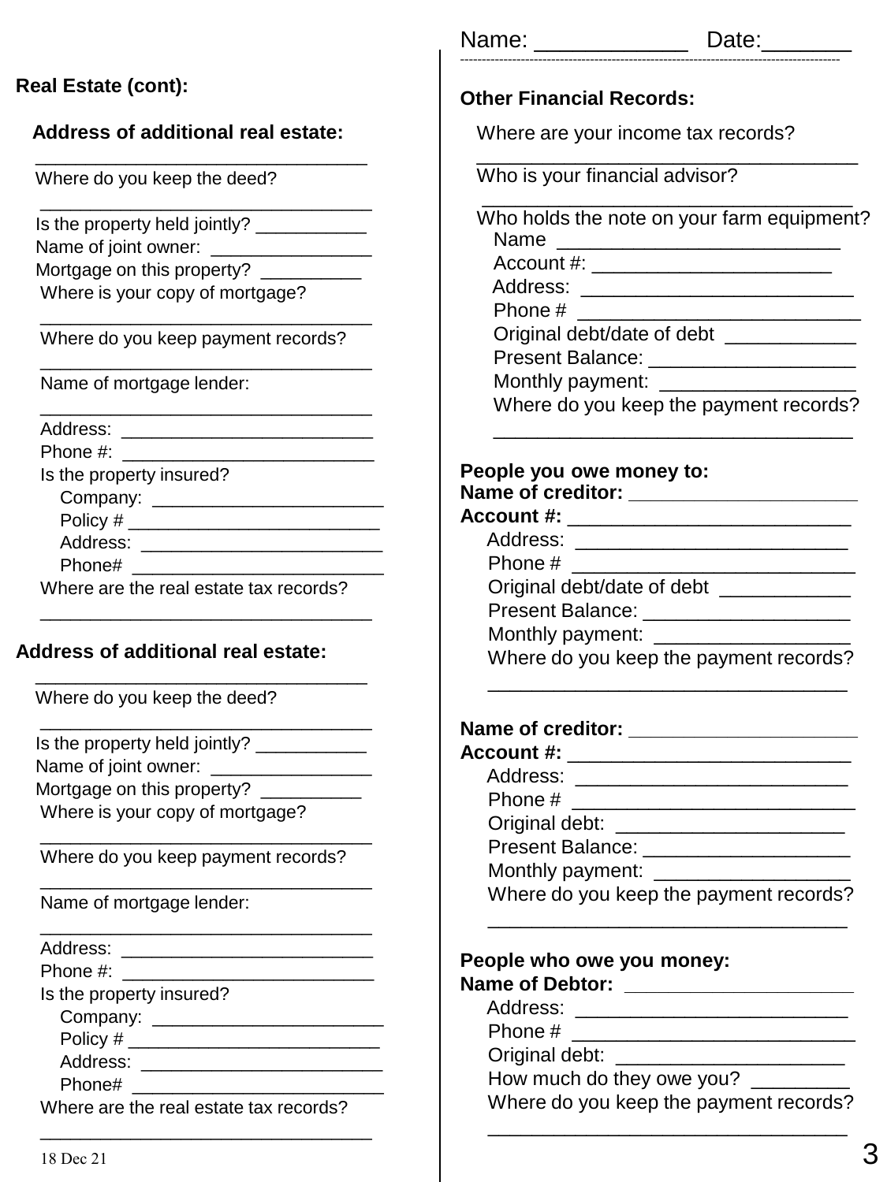Name: ____________ Date:_______

**Real Estate (cont):**

**Address of additional real estate:**
________________________________
Where do you keep the deed?
________________________________
Is the property held jointly? ___________
Name of joint owner: ________________
Mortgage on this property? __________
Where is your copy of mortgage?
________________________________
Where do you keep payment records?
________________________________
Name of mortgage lender:
________________________________
Address: _________________________
Phone #: _________________________
Is the property insured?
Company: _______________________
Policy # _________________________
Address: ________________________
Phone# _________________________
Where are the real estate tax records?
________________________________

**Address of additional real estate:**
________________________________
Where do you keep the deed?
________________________________
Is the property held jointly? ___________
Name of joint owner: ________________
Mortgage on this property? __________
Where is your copy of mortgage?
________________________________
Where do you keep payment records?
________________________________
Name of mortgage lender:
________________________________
Address: _________________________
Phone #: _________________________
Is the property insured?
Company: _______________________
Policy # _________________________
Address: ________________________
Phone# _________________________
Where are the real estate tax records?
________________________________

18 Dec 21

**Other Financial Records:**

Where are your income tax records?
________________________________
Who is your financial advisor?
________________________________
Who holds the note on your farm equipment?
Name __________________________
Account #: ______________________
Address: _________________________
Phone # __________________________
Original debt/date of debt ____________
Present Balance: ___________________
Monthly payment: __________________
Where do you keep the payment records?
________________________________

**People you owe money to:**
**Name of creditor:** ______________________
**Account #:** __________________________
Address: _________________________
Phone # __________________________
Original debt/date of debt ____________
Present Balance: ___________________
Monthly payment: __________________
Where do you keep the payment records?
________________________________

**Name of creditor:** ______________________
**Account #:** __________________________
Address: _________________________
Phone # __________________________
Original debt: _____________________
Present Balance: ___________________
Monthly payment: __________________
Where do you keep the payment records?
________________________________

**People who owe you money:**
**Name of Debtor:** ______________________
Address: _________________________
Phone # __________________________
Original debt: _____________________
How much do they owe you? _________
Where do you keep the payment records?
________________________________